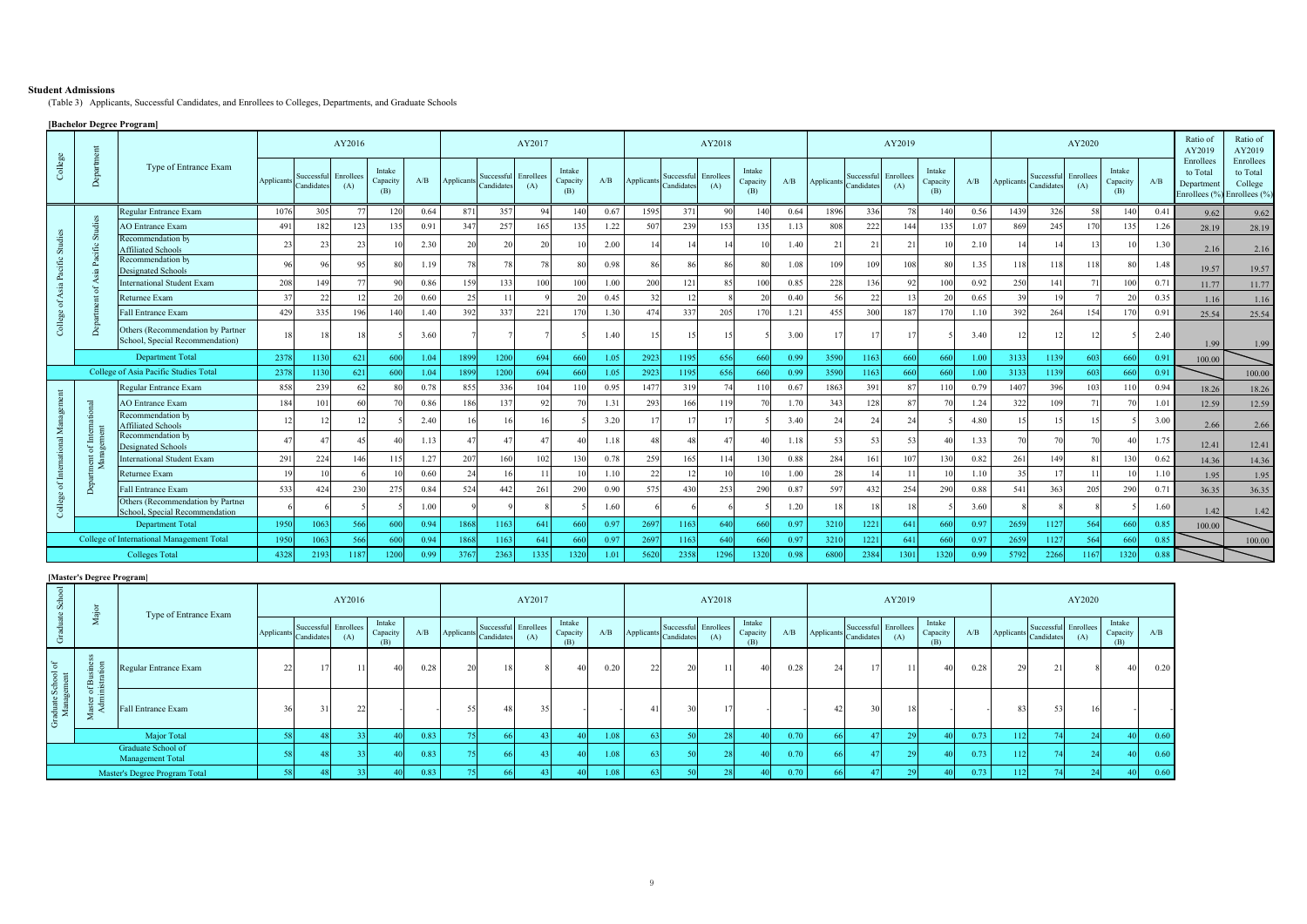**Student Admissions**

(Table 3) Applicants, Successful Candidates, and Enrollees to Colleges, Departments, and Graduate Schools

**[Bachelor Degree Program]**

| College | Department | Type of Entrance Exam | AY2016 | | | | | AY2017 | | | | | AY2018 | | | | | AY2019 | | | | | AY2020 | | | | | Ratio of AY2019 Enrollees to Total Department Enrollees (%) | Ratio of AY2019 Enrollees to Total College Enrollees (%) |
|---|---|---|---|---|---|---|---|---|---|---|---|---|---|---|---|---|---|---|---|---|---|---|---|---|---|---|---|---|---|
| | | | Applicants | Successful Candidates | Enrollees (A) | Intake Capacity (B) | A/B | Applicants | Successful Candidates | Enrollees (A) | Intake Capacity (B) | A/B | Applicants | Successful Candidates | Enrollees (A) | Intake Capacity (B) | A/B | Applicants | Successful Candidates | Enrollees (A) | Intake Capacity (B) | A/B | Applicants | Successful Candidates | Enrollees (A) | Intake Capacity (B) | A/B | | |
| College of Asia Pacific Studies | Department of Asia Pacific Studies | Regular Entrance Exam | 1076 | 305 | 77 | 120 | 0.64 | 871 | 357 | 94 | 140 | 0.67 | 1595 | 371 | 90 | 140 | 0.64 | 1896 | 336 | 78 | 140 | 0.56 | 1439 | 326 | 58 | 140 | 0.41 | 9.62 | 9.62 |
| | | AO Entrance Exam | 491 | 182 | 123 | 135 | 0.91 | 347 | 257 | 165 | 135 | 1.22 | 507 | 239 | 153 | 135 | 1.13 | 808 | 222 | 144 | 135 | 1.07 | 869 | 245 | 170 | 135 | 1.26 | 28.19 | 28.19 |
| | | Recommendation by Affiliated Schools | 23 | 23 | 23 | 10 | 2.30 | 20 | 20 | 20 | 10 | 2.00 | 14 | 14 | 14 | 10 | 1.40 | 21 | 21 | 21 | 10 | 2.10 | 14 | 14 | 13 | 10 | 1.30 | 2.16 | 2.16 |
| | | Recommendation by Designated Schools | 96 | 96 | 95 | 80 | 1.19 | 78 | 78 | 78 | 80 | 0.98 | 86 | 86 | 86 | 80 | 1.08 | 109 | 109 | 108 | 80 | 1.35 | 118 | 118 | 118 | 80 | 1.48 | 19.57 | 19.57 |
| | | International Student Exam | 208 | 149 | 77 | 90 | 0.86 | 159 | 133 | 100 | 100 | 1.00 | 200 | 121 | 85 | 100 | 0.85 | 228 | 136 | 92 | 100 | 0.92 | 250 | 141 | 71 | 100 | 0.71 | 11.77 | 11.77 |
| | | Returnee Exam | 37 | 22 | 12 | 20 | 0.60 | 25 | 11 | 9 | 20 | 0.45 | 32 | 12 | 8 | 20 | 0.40 | 56 | 22 | 13 | 20 | 0.65 | 39 | 19 | 7 | 20 | 0.35 | 1.16 | 1.16 |
| | | Fall Entrance Exam | 429 | 335 | 196 | 140 | 1.40 | 392 | 337 | 221 | 170 | 1.30 | 474 | 337 | 205 | 170 | 1.21 | 455 | 300 | 187 | 170 | 1.10 | 392 | 264 | 154 | 170 | 0.91 | 25.54 | 25.54 |
| | | Others (Recommendation by Partner School, Special Recommendation) | 18 | 18 | 18 | 5 | 3.60 | 7 | 7 | 7 | 5 | 1.40 | 15 | 15 | 15 | 5 | 3.00 | 17 | 17 | 17 | 5 | 3.40 | 12 | 12 | 12 | 5 | 2.40 | 1.99 | 1.99 |
| | Department Total | | 2378 | 1130 | 621 | 600 | 1.04 | 1899 | 1200 | 694 | 660 | 1.05 | 2923 | 1195 | 656 | 660 | 0.99 | 3590 | 1163 | 660 | 660 | 1.00 | 3133 | 1139 | 603 | 660 | 0.91 | 100.00 | |
| College of Asia Pacific Studies Total | | | 2378 | 1130 | 621 | 600 | 1.04 | 1899 | 1200 | 694 | 660 | 1.05 | 2923 | 1195 | 656 | 660 | 0.99 | 3590 | 1163 | 660 | 660 | 1.00 | 3133 | 1139 | 603 | 660 | 0.91 | | 100.00 |
| College of International Management | Department of International Management | Regular Entrance Exam | 858 | 239 | 62 | 80 | 0.78 | 855 | 336 | 104 | 110 | 0.95 | 1477 | 319 | 74 | 110 | 0.67 | 1863 | 391 | 87 | 110 | 0.79 | 1407 | 396 | 103 | 110 | 0.94 | 18.26 | 18.26 |
| | | AO Entrance Exam | 184 | 101 | 60 | 70 | 0.86 | 186 | 137 | 92 | 70 | 1.31 | 293 | 166 | 119 | 70 | 1.70 | 343 | 128 | 87 | 70 | 1.24 | 322 | 109 | 71 | 70 | 1.01 | 12.59 | 12.59 |
| | | Recommendation by Affiliated Schools | 12 | 12 | 12 | 5 | 2.40 | 16 | 16 | 16 | 5 | 3.20 | 17 | 17 | 17 | 5 | 3.40 | 24 | 24 | 24 | 5 | 4.80 | 15 | 15 | 15 | 5 | 3.00 | 2.66 | 2.66 |
| | | Recommendation by Designated Schools | 47 | 47 | 45 | 40 | 1.13 | 47 | 47 | 47 | 40 | 1.18 | 48 | 48 | 47 | 40 | 1.18 | 53 | 53 | 53 | 40 | 1.33 | 70 | 70 | 70 | 40 | 1.75 | 12.41 | 12.41 |
| | | International Student Exam | 291 | 224 | 146 | 115 | 1.27 | 207 | 160 | 102 | 130 | 0.78 | 259 | 165 | 114 | 130 | 0.88 | 284 | 161 | 107 | 130 | 0.82 | 261 | 149 | 81 | 130 | 0.62 | 14.36 | 14.36 |
| | | Returnee Exam | 19 | 10 | 6 | 10 | 0.60 | 24 | 16 | 11 | 10 | 1.10 | 22 | 12 | 10 | 10 | 1.00 | 28 | 14 | 11 | 10 | 1.10 | 35 | 17 | 11 | 10 | 1.10 | 1.95 | 1.95 |
| | | Fall Entrance Exam | 533 | 424 | 230 | 275 | 0.84 | 524 | 442 | 261 | 290 | 0.90 | 575 | 430 | 253 | 290 | 0.87 | 597 | 432 | 254 | 290 | 0.88 | 541 | 363 | 205 | 290 | 0.71 | 36.35 | 36.35 |
| | | Others (Recommendation by Partner School, Special Recommendation) | 6 | 6 | 5 | 5 | 1.00 | 9 | 9 | 8 | 5 | 1.60 | 6 | 6 | 6 | 5 | 1.20 | 18 | 18 | 18 | 5 | 3.60 | 8 | 8 | 8 | 5 | 1.60 | 1.42 | 1.42 |
| | Department Total | | 1950 | 1063 | 566 | 600 | 0.94 | 1868 | 1163 | 641 | 660 | 0.97 | 2697 | 1163 | 640 | 660 | 0.97 | 3210 | 1221 | 641 | 660 | 0.97 | 2659 | 1127 | 564 | 660 | 0.85 | 100.00 | |
| College of International Management Total | | | 1950 | 1063 | 566 | 600 | 0.94 | 1868 | 1163 | 641 | 660 | 0.97 | 2697 | 1163 | 640 | 660 | 0.97 | 3210 | 1221 | 641 | 660 | 0.97 | 2659 | 1127 | 564 | 660 | 0.85 | | 100.00 |
| Colleges Total | | | 4328 | 2193 | 1187 | 1200 | 0.99 | 3767 | 2363 | 1335 | 1320 | 1.01 | 5620 | 2358 | 1296 | 1320 | 0.98 | 6800 | 2384 | 1301 | 1320 | 0.99 | 5792 | 2266 | 1167 | 1320 | 0.88 | | |

**[Master's Degree Program]**

| Graduate School | Major | Type of Entrance Exam | AY2016 | | | | | AY2017 | | | | | AY2018 | | | | | AY2019 | | | | | AY2020 | | | | |
|---|---|---|---|---|---|---|---|---|---|---|---|---|---|---|---|---|---|---|---|---|---|---|---|---|---|---|---|
| | | | Applicants | Successful Candidates | Enrollees (A) | Intake Capacity (B) | A/B | Applicants | Successful Candidates | Enrollees (A) | Intake Capacity (B) | A/B | Applicants | Successful Candidates | Enrollees (A) | Intake Capacity (B) | A/B | Applicants | Successful Candidates | Enrollees (A) | Intake Capacity (B) | A/B | Applicants | Successful Candidates | Enrollees (A) | Intake Capacity (B) | A/B |
| Graduate School of Management | Master of Business Administration | Regular Entrance Exam | 22 | 17 | 11 | 40 | 0.28 | 20 | 18 | 8 | 40 | 0.20 | 22 | 20 | 11 | 40 | 0.28 | 24 | 17 | 11 | 40 | 0.28 | 29 | 21 | 8 | 40 | 0.20 |
| | | Fall Entrance Exam | 36 | 31 | 22 | - | - | 55 | 48 | 35 | - | - | 41 | 30 | 17 | - | - | 42 | 30 | 18 | - | - | 83 | 53 | 16 | - | - |
| | Major Total | | 58 | 48 | 33 | 40 | 0.83 | 75 | 66 | 43 | 40 | 1.08 | 63 | 50 | 28 | 40 | 0.70 | 66 | 47 | 29 | 40 | 0.73 | 112 | 74 | 24 | 40 | 0.60 |
| Graduate School of Management Total | | | 58 | 48 | 33 | 40 | 0.83 | 75 | 66 | 43 | 40 | 1.08 | 63 | 50 | 28 | 40 | 0.70 | 66 | 47 | 29 | 40 | 0.73 | 112 | 74 | 24 | 40 | 0.60 |
| Master's Degree Program Total | | | 58 | 48 | 33 | 40 | 0.83 | 75 | 66 | 43 | 40 | 1.08 | 63 | 50 | 28 | 40 | 0.70 | 66 | 47 | 29 | 40 | 0.73 | 112 | 74 | 24 | 40 | 0.60 |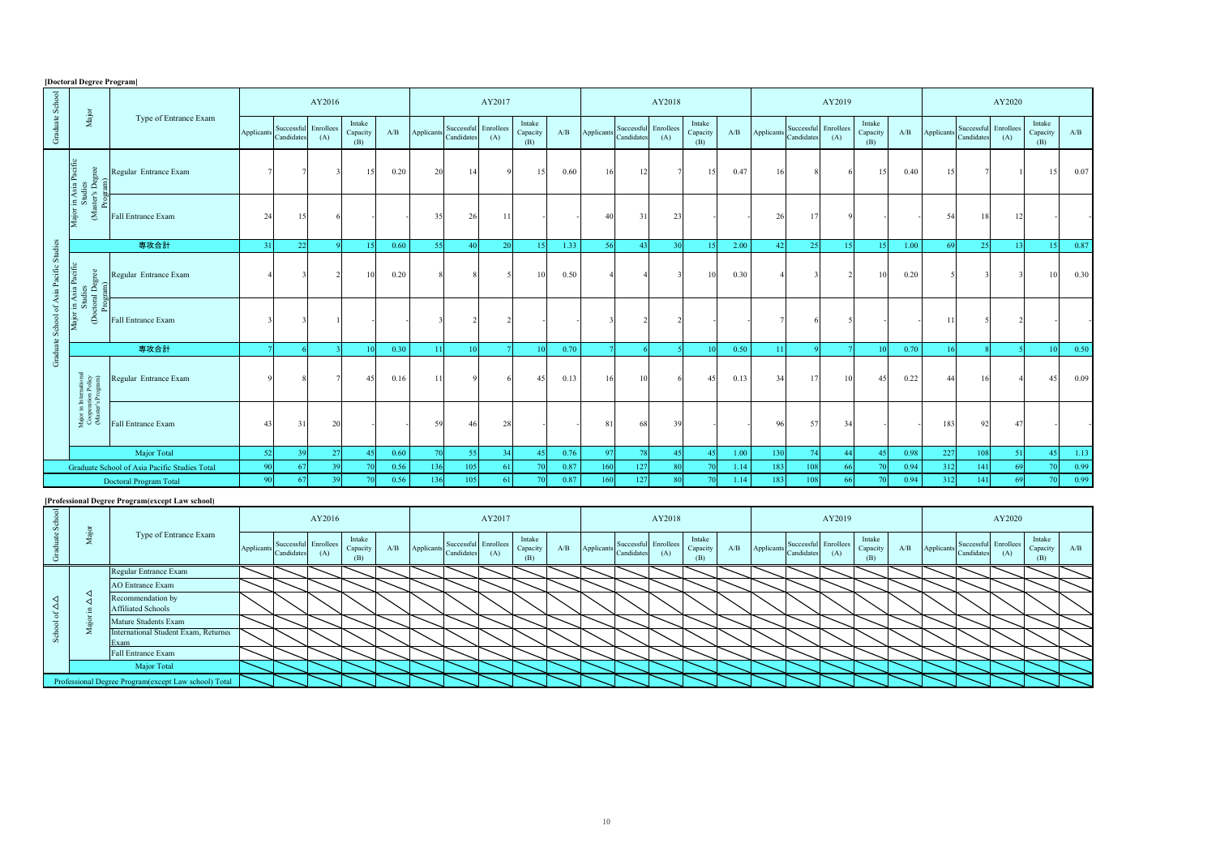**[Doctoral Degree Program]**

| Graduate School | Major | Type of Entrance Exam | AY2016 | | | | | AY2017 | | | | | AY2018 | | | | | AY2019 | | | | | AY2020 | | | | |
|---|---|---|---|---|---|---|---|---|---|---|---|---|---|---|---|---|---|---|---|---|---|---|---|---|---|---|---|
| | | | Applicants | Successful Candidates | Enrollees (A) | Intake Capacity (B) | A/B | Applicants | Successful Candidates | Enrollees (A) | Intake Capacity (B) | A/B | Applicants | Successful Candidates | Enrollees (A) | Intake Capacity (B) | A/B | Applicants | Successful Candidates | Enrollees (A) | Intake Capacity (B) | A/B | Applicants | Successful Candidates | Enrollees (A) | Intake Capacity (B) | A/B |
| Graduate School of Asia Pacific Studies | Major in Asia Pacific Studies (Master's Degree Program) | Regular Entrance Exam | 7 | 7 | 3 | 15 | 0.20 | 20 | 14 | 9 | 15 | 0.60 | 16 | 12 | 7 | 15 | 0.47 | 16 | 8 | 6 | 15 | 0.40 | 15 | 7 | 1 | 15 | 0.07 |
| | | Fall Entrance Exam | 24 | 15 | 6 | - | - | 35 | 26 | 11 | - | - | 40 | 31 | 23 | - | - | 26 | 17 | 9 | - | - | 54 | 18 | 12 | - | - |
| | 専攻合計 | | 31 | 22 | 9 | 15 | 0.60 | 55 | 40 | 20 | 15 | 1.33 | 56 | 43 | 30 | 15 | 2.00 | 42 | 25 | 15 | 15 | 1.00 | 69 | 25 | 13 | 15 | 0.87 |
| | Major in Asia Pacific Studies (Doctoral Degree Program) | Regular Entrance Exam | 4 | 3 | 2 | 10 | 0.20 | 8 | 8 | 5 | 10 | 0.50 | 4 | 4 | 3 | 10 | 0.30 | 4 | 3 | 2 | 10 | 0.20 | 5 | 3 | 3 | 10 | 0.30 |
| | | Fall Entrance Exam | 3 | 3 | 1 | - | - | 3 | 2 | 2 | - | - | 3 | 2 | 2 | - | - | 7 | 6 | 5 | - | - | 11 | 5 | 2 | - | - |
| | 専攻合計 | | 7 | 6 | 3 | 10 | 0.30 | 11 | 10 | 7 | 10 | 0.70 | 7 | 6 | 5 | 10 | 0.50 | 11 | 9 | 7 | 10 | 0.70 | 16 | 8 | 5 | 10 | 0.50 |
| | Major in International Cooperation Policy (Master's Program) | Regular Entrance Exam | 9 | 8 | 7 | 45 | 0.16 | 11 | 9 | 6 | 45 | 0.13 | 16 | 10 | 6 | 45 | 0.13 | 34 | 17 | 10 | 45 | 0.22 | 44 | 16 | 4 | 45 | 0.09 |
| | | Fall Entrance Exam | 43 | 31 | 20 | - | - | 59 | 46 | 28 | - | - | 81 | 68 | 39 | - | - | 96 | 57 | 34 | - | - | 183 | 92 | 47 | - | - |
| | Major Total | | 52 | 39 | 27 | 45 | 0.60 | 70 | 55 | 34 | 45 | 0.76 | 97 | 78 | 45 | 45 | 1.00 | 130 | 74 | 44 | 45 | 0.98 | 227 | 108 | 51 | 45 | 1.13 |
| Graduate School of Asia Pacific Studies Total | | | 90 | 67 | 39 | 70 | 0.56 | 136 | 105 | 61 | 70 | 0.87 | 160 | 127 | 80 | 70 | 1.14 | 183 | 108 | 66 | 70 | 0.94 | 312 | 141 | 69 | 70 | 0.99 |
| Doctoral Program Total | | | 90 | 67 | 39 | 70 | 0.56 | 136 | 105 | 61 | 70 | 0.87 | 160 | 127 | 80 | 70 | 1.14 | 183 | 108 | 66 | 70 | 0.94 | 312 | 141 | 69 | 70 | 0.99 |

**[Professional Degree Program(except Law school)]**

| Graduate School | Major | Type of Entrance Exam | AY2016 | | | | | AY2017 | | | | | AY2018 | | | | | AY2019 | | | | | AY2020 | | | | |
|---|---|---|---|---|---|---|---|---|---|---|---|---|---|---|---|---|---|---|---|---|---|---|---|---|---|---|---|
| | | | Applicants | Successful Candidates | Enrollees (A) | Intake Capacity (B) | A/B | Applicants | Successful Candidates | Enrollees (A) | Intake Capacity (B) | A/B | Applicants | Successful Candidates | Enrollees (A) | Intake Capacity (B) | A/B | Applicants | Successful Candidates | Enrollees (A) | Intake Capacity (B) | A/B | Applicants | Successful Candidates | Enrollees (A) | Intake Capacity (B) | A/B |
| School of △△ | Major in △△ | Regular Entrance Exam | | | | | | | | | | | | | | | | | | | | | | | | | |
| | | AO Entrance Exam | | | | | | | | | | | | | | | | | | | | | | | | | |
| | | Recommendation by Affiliated Schools | | | | | | | | | | | | | | | | | | | | | | | | | |
| | | Mature Students Exam | | | | | | | | | | | | | | | | | | | | | | | | | |
| | | International Student Exam, Returnee Exam | | | | | | | | | | | | | | | | | | | | | | | | | |
| | | Fall Entrance Exam | | | | | | | | | | | | | | | | | | | | | | | | | |
| | Major Total | | | | | | | | | | | | | | | | | | | | | | | | | | |
| Professional Degree Program(except Law school) Total | | | | | | | | | | | | | | | | | | | | | | | | | | | |